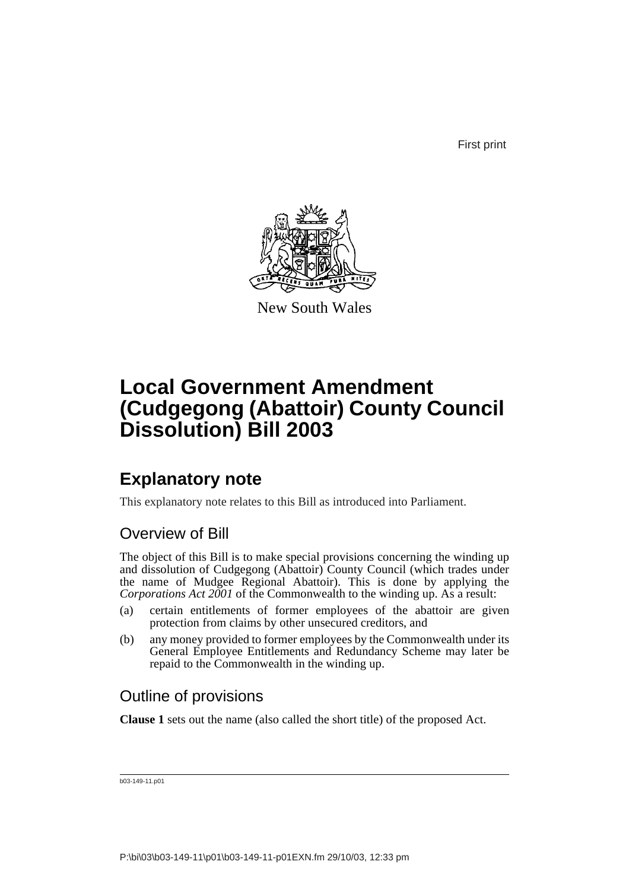First print

New South Wales

# Local Government Amendment (Cudgegong (Abattoir) County Council Dissolution) Bill 2003

## Explanatory note

This explanatory note relates to this Bill as introduced into Parliament.

### Overview of Bill

The object of this Bill is to make special provisions concerning the winding up and dissolution of Cudgegong (Abattoir) County Council (which trades under the name of Mudgee Regional Abattoir). This is done by applying the *Corporations Act 2001* of the Commonwealth to the winding up. As a result:

(a) certain entitlements of former employees of the abattoir are given protection from claims by other unsecured creditors, and

(b) any money provided to former employees by the Commonwealth under its General Employee Entitlements and Redundancy Scheme may later be repaid to the Commonwealth in the winding up.

### Outline of provisions

**Clause 1** sets out the name (also called the short title) of the proposed Act.

b03-149-11.p01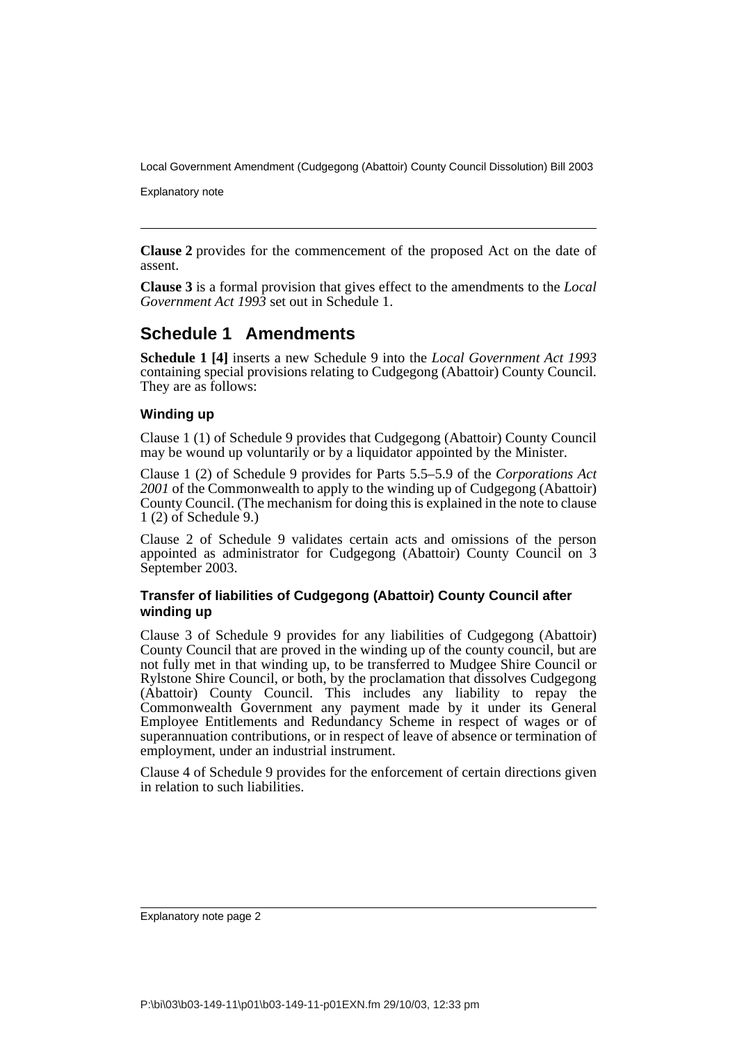**Clause 2** provides for the commencement of the proposed Act on the date of assent.

**Clause 3** is a formal provision that gives effect to the amendments to the *Local Government Act 1993* set out in Schedule 1.

## Schedule 1 Amendments

**Schedule 1 [4]** inserts a new Schedule 9 into the *Local Government Act 1993* containing special provisions relating to Cudgegong (Abattoir) County Council. They are as follows:

### Winding up

Clause 1 (1) of Schedule 9 provides that Cudgegong (Abattoir) County Council may be wound up voluntarily or by a liquidator appointed by the Minister.

Clause 1 (2) of Schedule 9 provides for Parts 5.5–5.9 of the *Corporations Act 2001* of the Commonwealth to apply to the winding up of Cudgegong (Abattoir) County Council. (The mechanism for doing this is explained in the note to clause 1 (2) of Schedule 9.)

Clause 2 of Schedule 9 validates certain acts and omissions of the person appointed as administrator for Cudgegong (Abattoir) County Council on 3 September 2003.

### Transfer of liabilities of Cudgegong (Abattoir) County Council after winding up

Clause 3 of Schedule 9 provides for any liabilities of Cudgegong (Abattoir) County Council that are proved in the winding up of the county council, but are not fully met in that winding up, to be transferred to Mudgee Shire Council or Rylstone Shire Council, or both, by the proclamation that dissolves Cudgegong (Abattoir) County Council. This includes any liability to repay the Commonwealth Government any payment made by it under its General Employee Entitlements and Redundancy Scheme in respect of wages or of superannuation contributions, or in respect of leave of absence or termination of employment, under an industrial instrument.

Clause 4 of Schedule 9 provides for the enforcement of certain directions given in relation to such liabilities.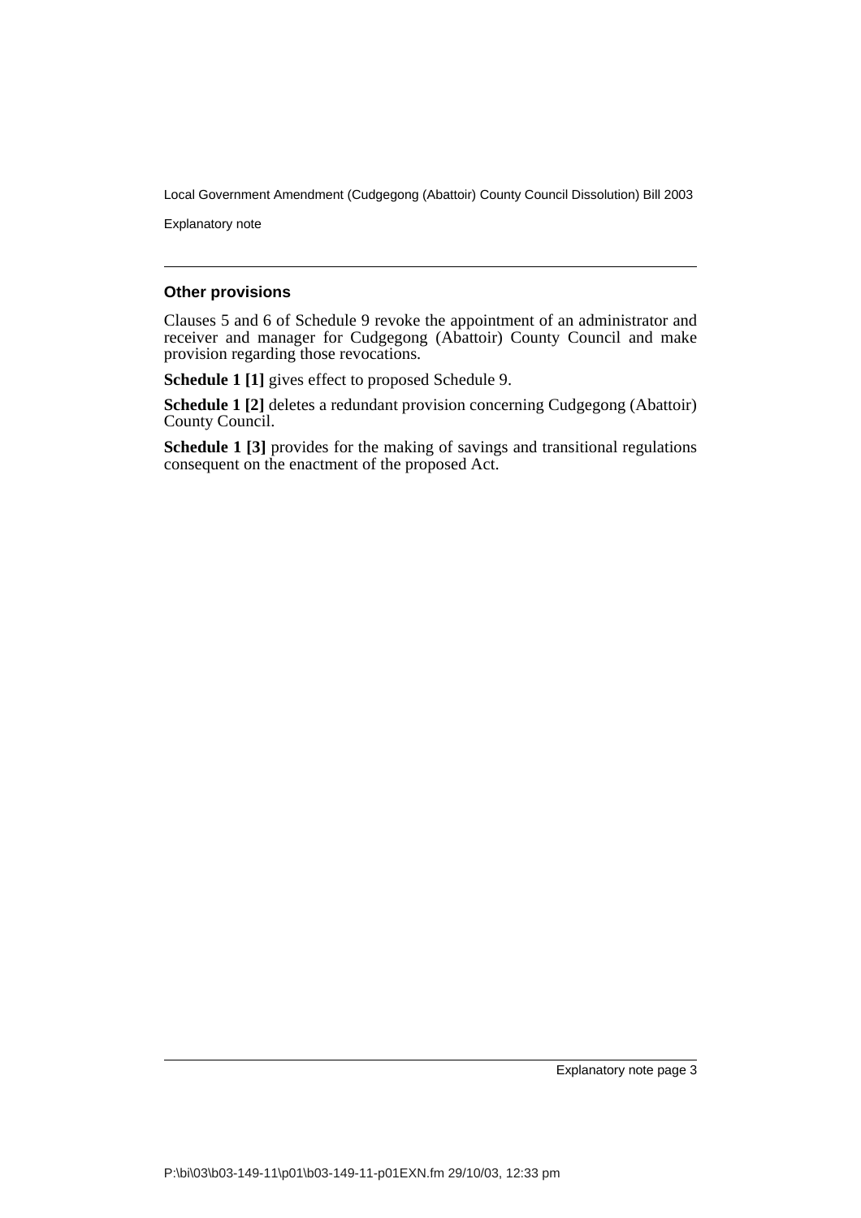### Other provisions

Clauses 5 and 6 of Schedule 9 revoke the appointment of an administrator and receiver and manager for Cudgegong (Abattoir) County Council and make provision regarding those revocations.

**Schedule 1 [1]** gives effect to proposed Schedule 9.

**Schedule 1 [2]** deletes a redundant provision concerning Cudgegong (Abattoir) County Council.

**Schedule 1 [3]** provides for the making of savings and transitional regulations consequent on the enactment of the proposed Act.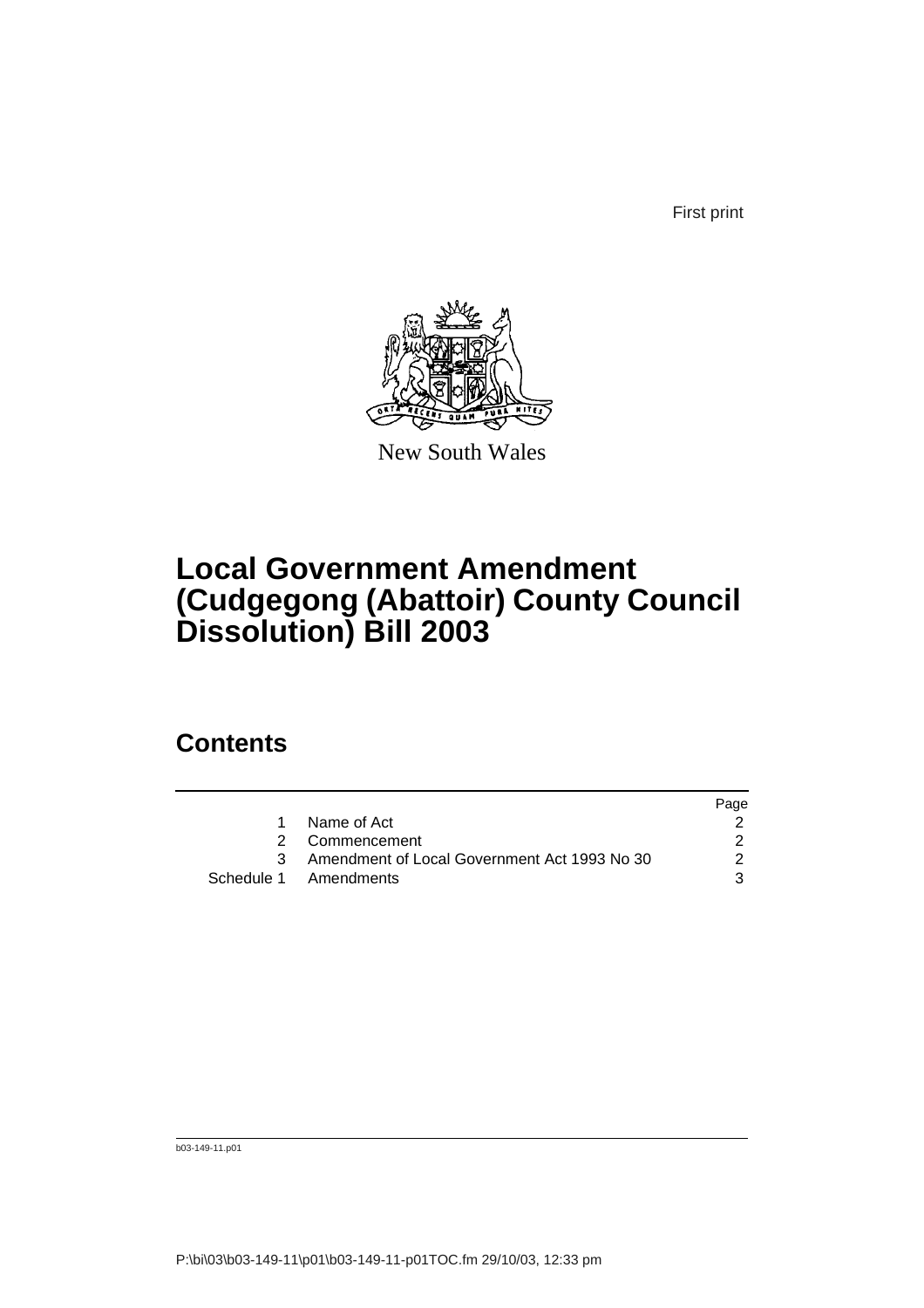First print

New South Wales

# Local Government Amendment (Cudgegong (Abattoir) County Council Dissolution) Bill 2003

## Contents

| | | Page |
|---|---|---|
| 1 | Name of Act | 2 |
| 2 | Commencement | 2 |
| 3 | Amendment of Local Government Act 1993 No 30 | 2 |
| Schedule 1 | Amendments | 3 |

b03-149-11.p01

P:\bi\03\b03-149-11\p01\b03-149-11-p01TOC.fm 29/10/03, 12:33 pm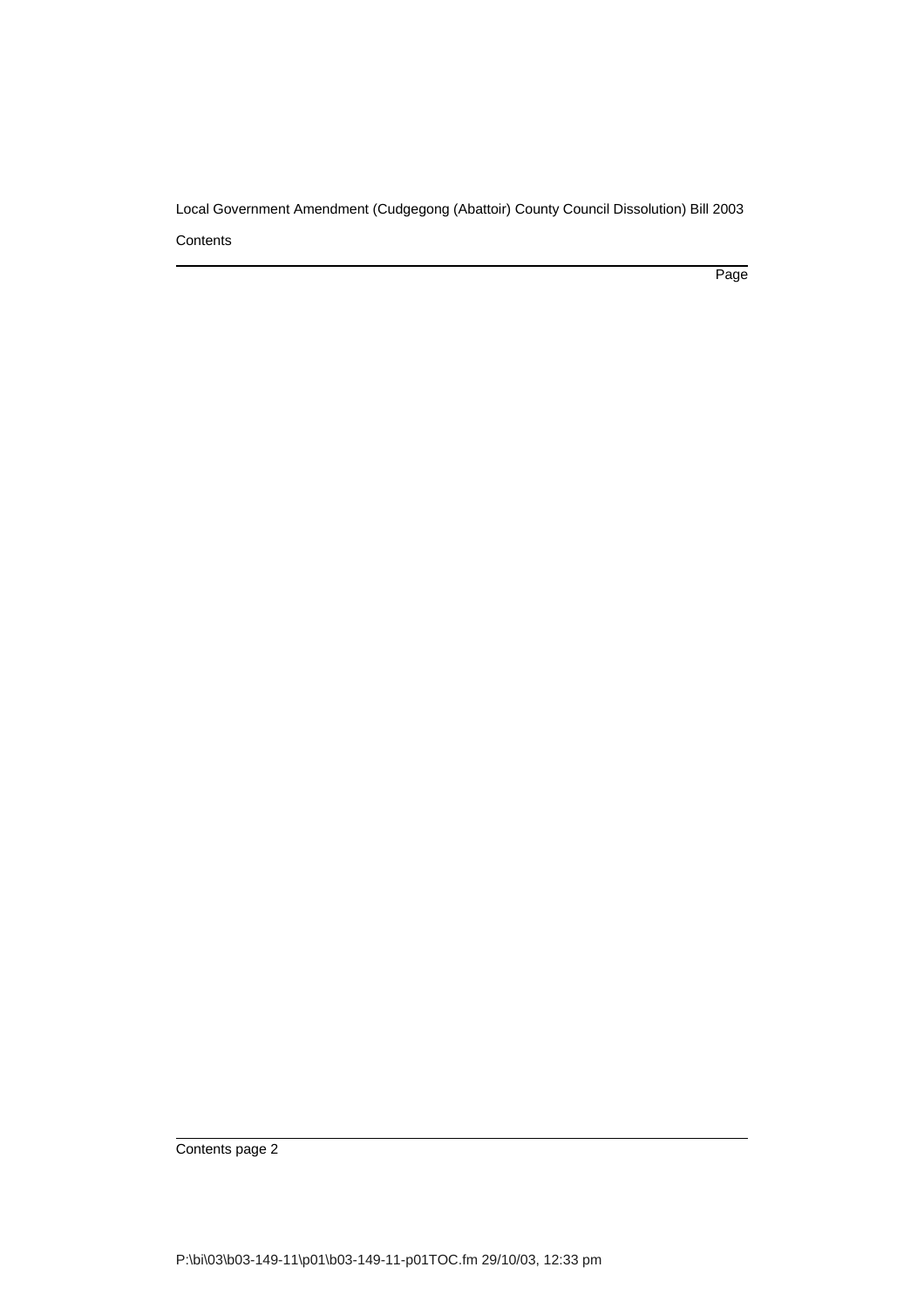Contents

Page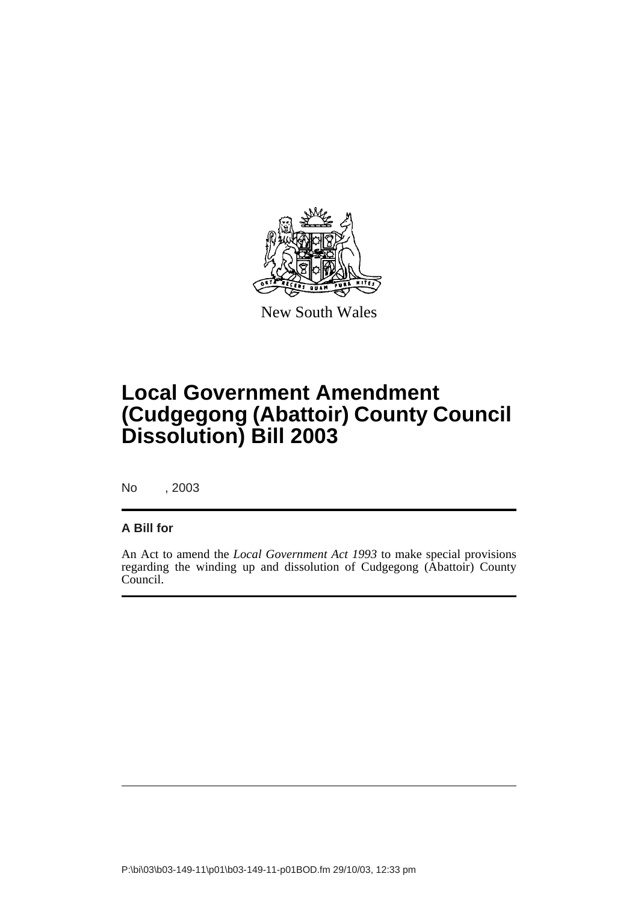New South Wales

# Local Government Amendment (Cudgegong (Abattoir) County Council Dissolution) Bill 2003

No , 2003

**A Bill for**

An Act to amend the *Local Government Act 1993* to make special provisions regarding the winding up and dissolution of Cudgegong (Abattoir) County Council.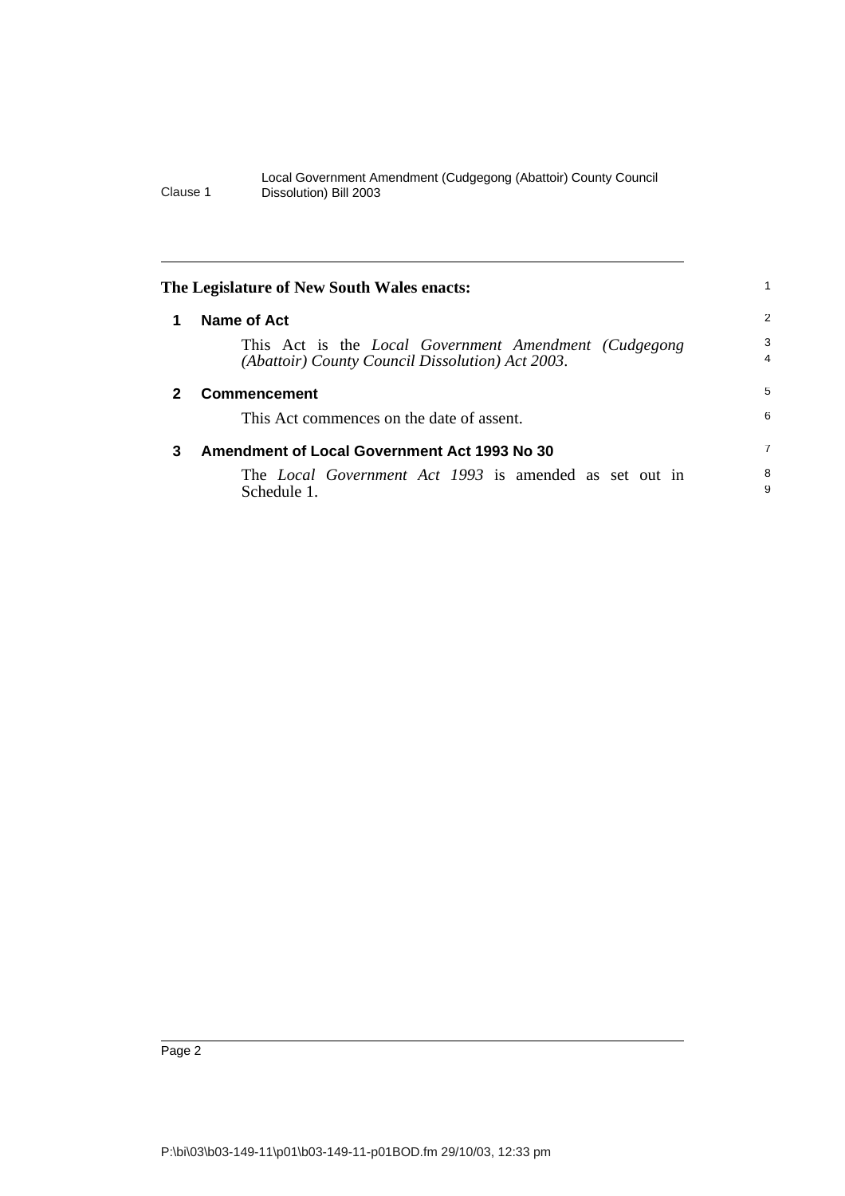**The Legislature of New South Wales enacts:**

### 1 Name of Act

This Act is the *Local Government Amendment (Cudgegong (Abattoir) County Council Dissolution) Act 2003*.

### 2 Commencement

This Act commences on the date of assent.

### 3 Amendment of Local Government Act 1993 No 30

The *Local Government Act 1993* is amended as set out in Schedule 1.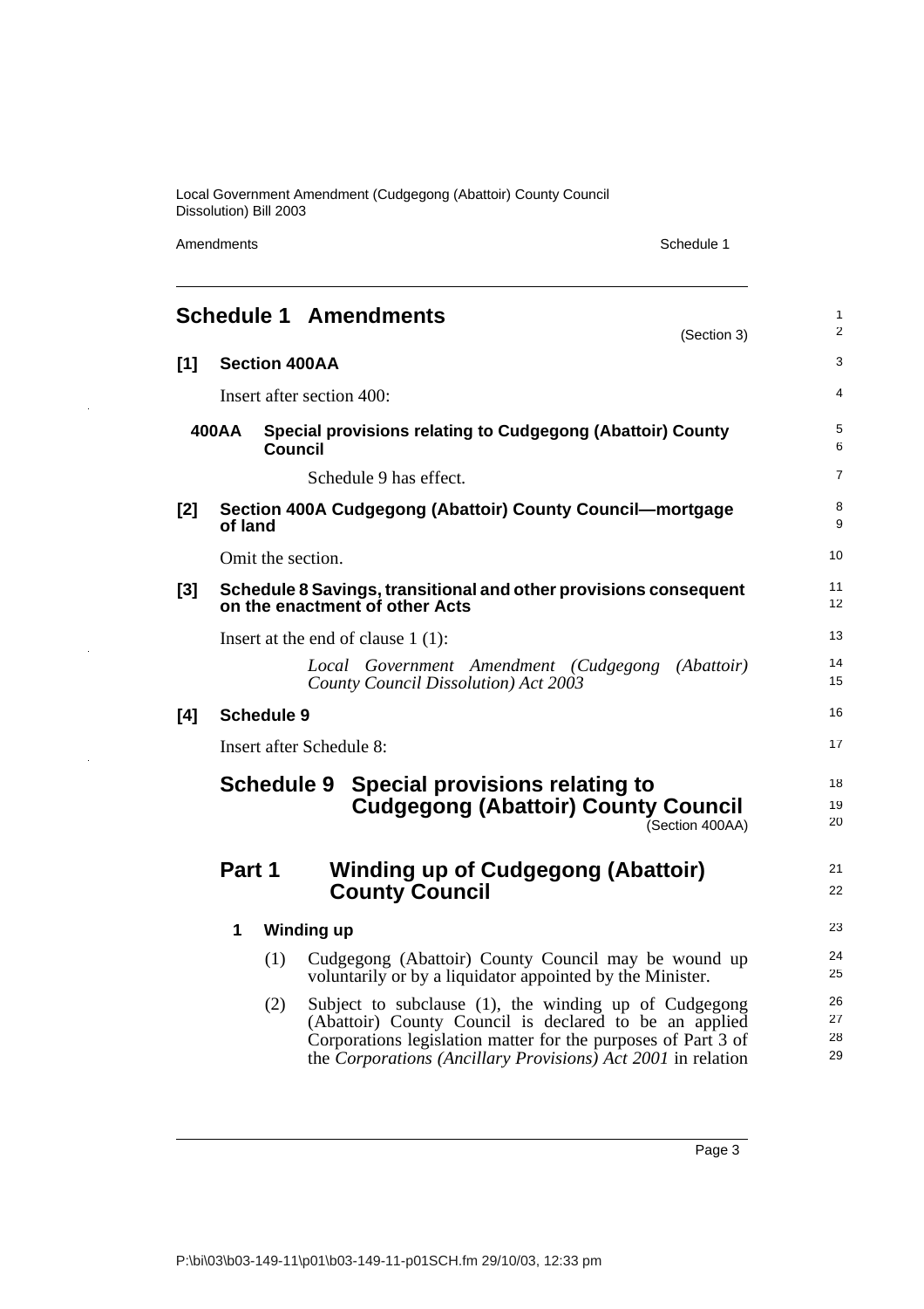# Schedule 1 Amendments

(Section 3)

**[1] Section 400AA**

Insert after section 400:

**400AA Special provisions relating to Cudgegong (Abattoir) County Council**

Schedule 9 has effect.

**[2] Section 400A Cudgegong (Abattoir) County Council—mortgage of land**

Omit the section.

**[3] Schedule 8 Savings, transitional and other provisions consequent on the enactment of other Acts**

Insert at the end of clause 1 (1):

*Local Government Amendment (Cudgegong (Abattoir) County Council Dissolution) Act 2003*

**[4] Schedule 9**

Insert after Schedule 8:

## Schedule 9 Special provisions relating to Cudgegong (Abattoir) County Council

(Section 400AA)

## Part 1 Winding up of Cudgegong (Abattoir) County Council

**1 Winding up**

(1) Cudgegong (Abattoir) County Council may be wound up voluntarily or by a liquidator appointed by the Minister.

(2) Subject to subclause (1), the winding up of Cudgegong (Abattoir) County Council is declared to be an applied Corporations legislation matter for the purposes of Part 3 of the *Corporations (Ancillary Provisions) Act 2001* in relation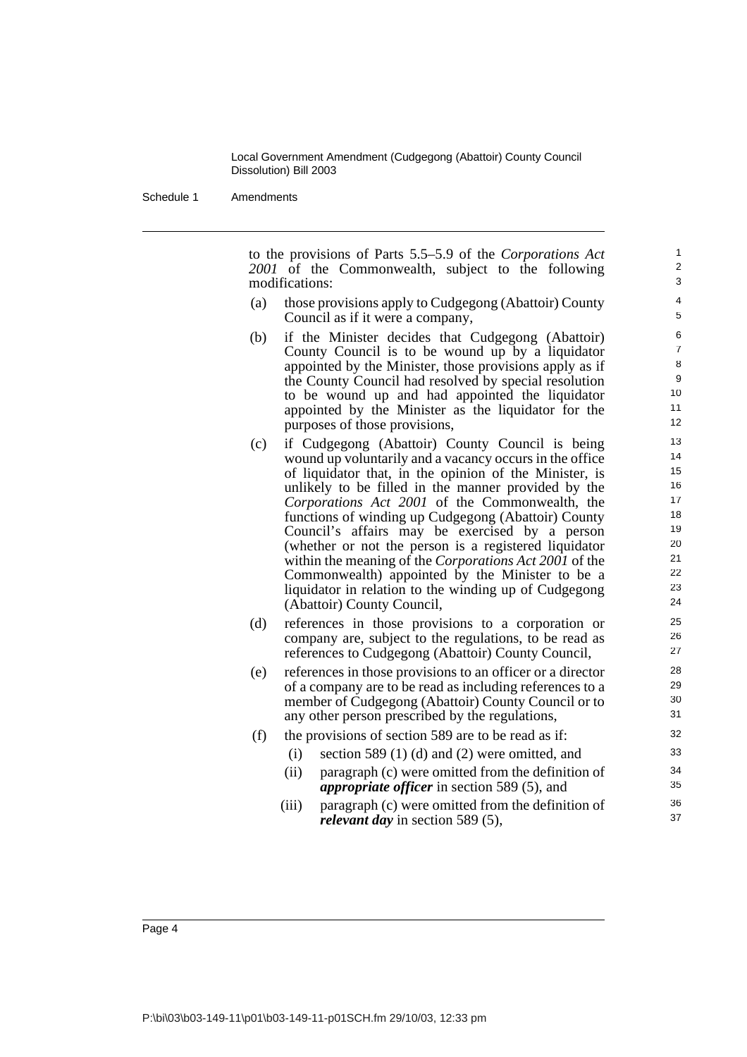to the provisions of Parts 5.5–5.9 of the *Corporations Act 2001* of the Commonwealth, subject to the following modifications:

(a) those provisions apply to Cudgegong (Abattoir) County Council as if it were a company,

(b) if the Minister decides that Cudgegong (Abattoir) County Council is to be wound up by a liquidator appointed by the Minister, those provisions apply as if the County Council had resolved by special resolution to be wound up and had appointed the liquidator appointed by the Minister as the liquidator for the purposes of those provisions,

(c) if Cudgegong (Abattoir) County Council is being wound up voluntarily and a vacancy occurs in the office of liquidator that, in the opinion of the Minister, is unlikely to be filled in the manner provided by the *Corporations Act 2001* of the Commonwealth, the functions of winding up Cudgegong (Abattoir) County Council's affairs may be exercised by a person (whether or not the person is a registered liquidator within the meaning of the *Corporations Act 2001* of the Commonwealth) appointed by the Minister to be a liquidator in relation to the winding up of Cudgegong (Abattoir) County Council,

(d) references in those provisions to a corporation or company are, subject to the regulations, to be read as references to Cudgegong (Abattoir) County Council,

(e) references in those provisions to an officer or a director of a company are to be read as including references to a member of Cudgegong (Abattoir) County Council or to any other person prescribed by the regulations,

(f) the provisions of section 589 are to be read as if:

  (i) section 589 (1) (d) and (2) were omitted, and

  (ii) paragraph (c) were omitted from the definition of ***appropriate officer*** in section 589 (5), and

  (iii) paragraph (c) were omitted from the definition of ***relevant day*** in section 589 (5),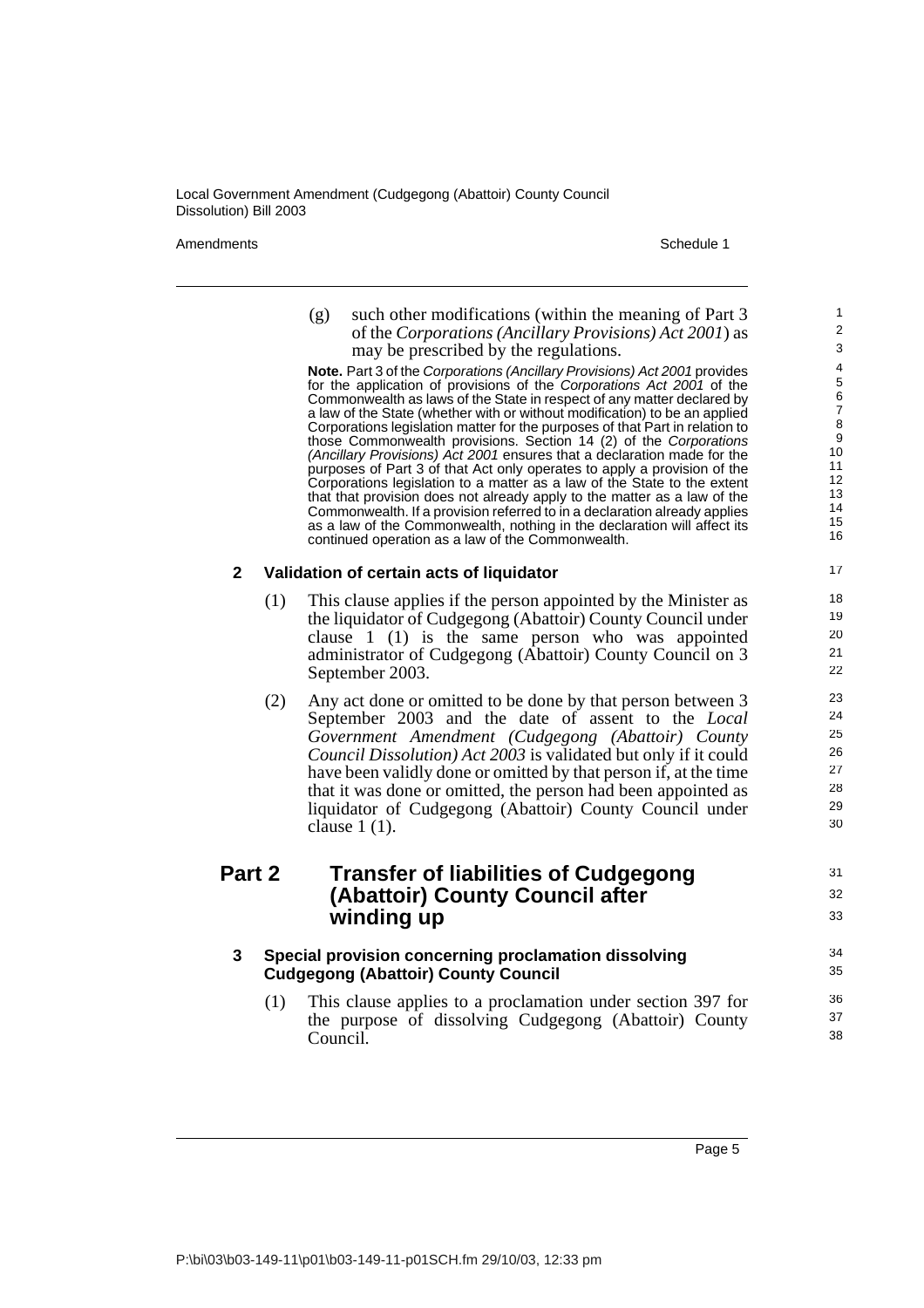(g) such other modifications (within the meaning of Part 3 of the *Corporations (Ancillary Provisions) Act 2001*) as may be prescribed by the regulations.

**Note.** Part 3 of the *Corporations (Ancillary Provisions) Act 2001* provides for the application of provisions of the *Corporations Act 2001* of the Commonwealth as laws of the State in respect of any matter declared by a law of the State (whether with or without modification) to be an applied Corporations legislation matter for the purposes of that Part in relation to those Commonwealth provisions. Section 14 (2) of the *Corporations (Ancillary Provisions) Act 2001* ensures that a declaration made for the purposes of Part 3 of that Act only operates to apply a provision of the Corporations legislation to a matter as a law of the State to the extent that that provision does not already apply to the matter as a law of the Commonwealth. If a provision referred to in a declaration already applies as a law of the Commonwealth, nothing in the declaration will affect its continued operation as a law of the Commonwealth.

### 2 Validation of certain acts of liquidator

(1) This clause applies if the person appointed by the Minister as the liquidator of Cudgegong (Abattoir) County Council under clause 1 (1) is the same person who was appointed administrator of Cudgegong (Abattoir) County Council on 3 September 2003.

(2) Any act done or omitted to be done by that person between 3 September 2003 and the date of assent to the *Local Government Amendment (Cudgegong (Abattoir) County Council Dissolution) Act 2003* is validated but only if it could have been validly done or omitted by that person if, at the time that it was done or omitted, the person had been appointed as liquidator of Cudgegong (Abattoir) County Council under clause 1 (1).

## Part 2 Transfer of liabilities of Cudgegong (Abattoir) County Council after winding up

### 3 Special provision concerning proclamation dissolving Cudgegong (Abattoir) County Council

(1) This clause applies to a proclamation under section 397 for the purpose of dissolving Cudgegong (Abattoir) County Council.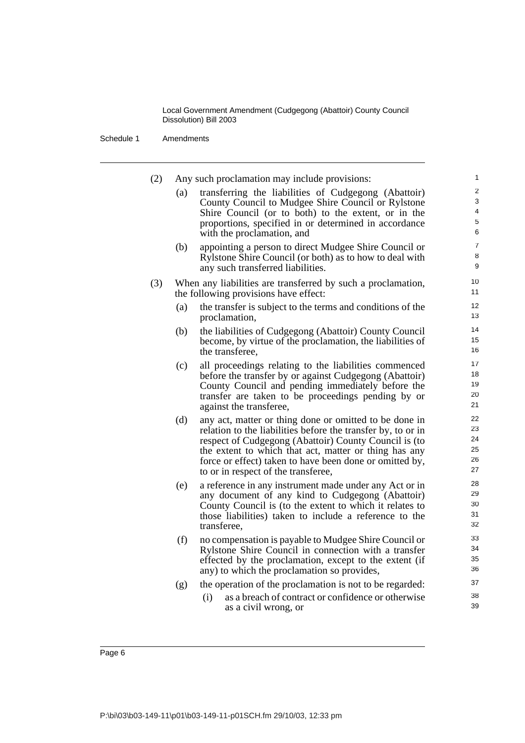(2) Any such proclamation may include provisions:

(a) transferring the liabilities of Cudgegong (Abattoir) County Council to Mudgee Shire Council or Rylstone Shire Council (or to both) to the extent, or in the proportions, specified in or determined in accordance with the proclamation, and

(b) appointing a person to direct Mudgee Shire Council or Rylstone Shire Council (or both) as to how to deal with any such transferred liabilities.

(3) When any liabilities are transferred by such a proclamation, the following provisions have effect:

(a) the transfer is subject to the terms and conditions of the proclamation,

(b) the liabilities of Cudgegong (Abattoir) County Council become, by virtue of the proclamation, the liabilities of the transferee,

(c) all proceedings relating to the liabilities commenced before the transfer by or against Cudgegong (Abattoir) County Council and pending immediately before the transfer are taken to be proceedings pending by or against the transferee,

(d) any act, matter or thing done or omitted to be done in relation to the liabilities before the transfer by, to or in respect of Cudgegong (Abattoir) County Council is (to the extent to which that act, matter or thing has any force or effect) taken to have been done or omitted by, to or in respect of the transferee,

(e) a reference in any instrument made under any Act or in any document of any kind to Cudgegong (Abattoir) County Council is (to the extent to which it relates to those liabilities) taken to include a reference to the transferee,

(f) no compensation is payable to Mudgee Shire Council or Rylstone Shire Council in connection with a transfer effected by the proclamation, except to the extent (if any) to which the proclamation so provides,

(g) the operation of the proclamation is not to be regarded:

(i) as a breach of contract or confidence or otherwise as a civil wrong, or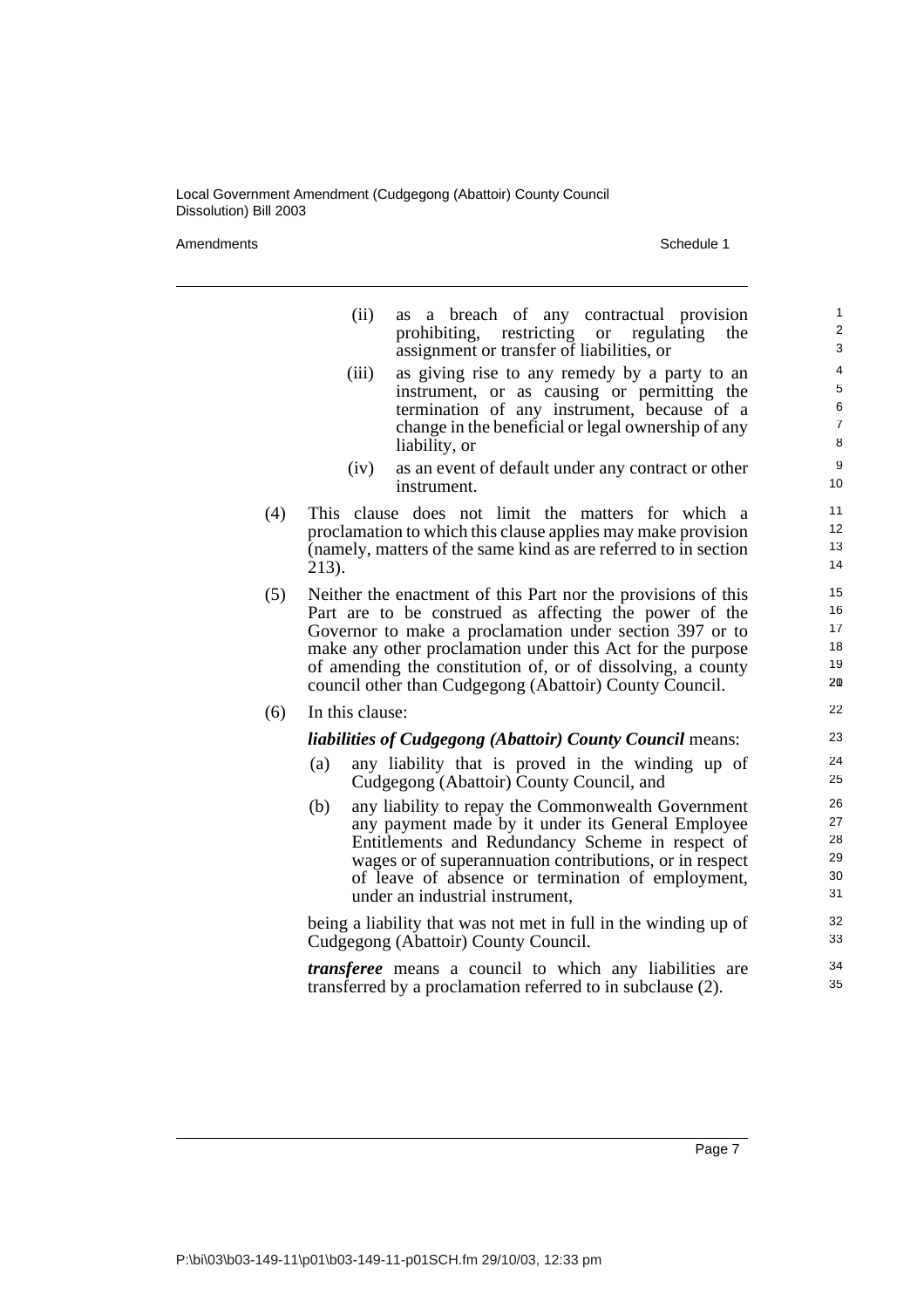(ii) as a breach of any contractual provision prohibiting, restricting or regulating the assignment or transfer of liabilities, or

(iii) as giving rise to any remedy by a party to an instrument, or as causing or permitting the termination of any instrument, because of a change in the beneficial or legal ownership of any liability, or

(iv) as an event of default under any contract or other instrument.

(4) This clause does not limit the matters for which a proclamation to which this clause applies may make provision (namely, matters of the same kind as are referred to in section 213).

(5) Neither the enactment of this Part nor the provisions of this Part are to be construed as affecting the power of the Governor to make a proclamation under section 397 or to make any other proclamation under this Act for the purpose of amending the constitution of, or of dissolving, a county council other than Cudgegong (Abattoir) County Council.

(6) In this clause:

***liabilities of Cudgegong (Abattoir) County Council*** means:

(a) any liability that is proved in the winding up of Cudgegong (Abattoir) County Council, and

(b) any liability to repay the Commonwealth Government any payment made by it under its General Employee Entitlements and Redundancy Scheme in respect of wages or of superannuation contributions, or in respect of leave of absence or termination of employment, under an industrial instrument,

being a liability that was not met in full in the winding up of Cudgegong (Abattoir) County Council.

***transferee*** means a council to which any liabilities are transferred by a proclamation referred to in subclause (2).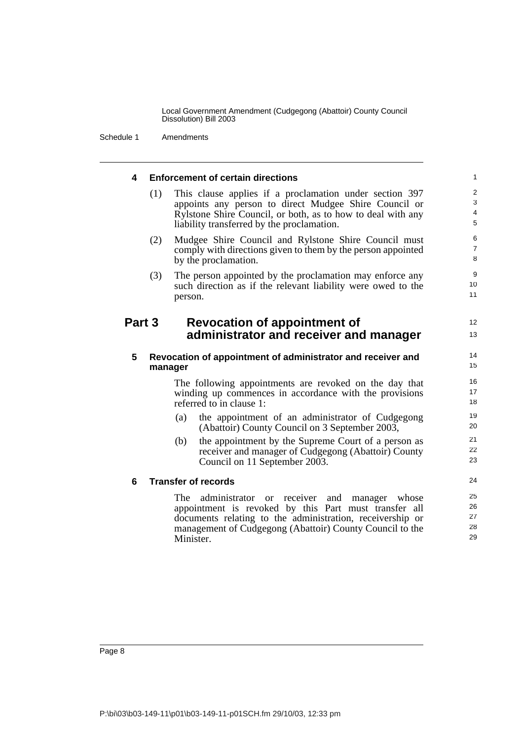#### 4 Enforcement of certain directions

(1) This clause applies if a proclamation under section 397 appoints any person to direct Mudgee Shire Council or Rylstone Shire Council, or both, as to how to deal with any liability transferred by the proclamation.

(2) Mudgee Shire Council and Rylstone Shire Council must comply with directions given to them by the person appointed by the proclamation.

(3) The person appointed by the proclamation may enforce any such direction as if the relevant liability were owed to the person.

## Part 3 Revocation of appointment of administrator and receiver and manager

#### 5 Revocation of appointment of administrator and receiver and manager

The following appointments are revoked on the day that winding up commences in accordance with the provisions referred to in clause 1:

(a) the appointment of an administrator of Cudgegong (Abattoir) County Council on 3 September 2003,

(b) the appointment by the Supreme Court of a person as receiver and manager of Cudgegong (Abattoir) County Council on 11 September 2003.

#### 6 Transfer of records

The administrator or receiver and manager whose appointment is revoked by this Part must transfer all documents relating to the administration, receivership or management of Cudgegong (Abattoir) County Council to the Minister.